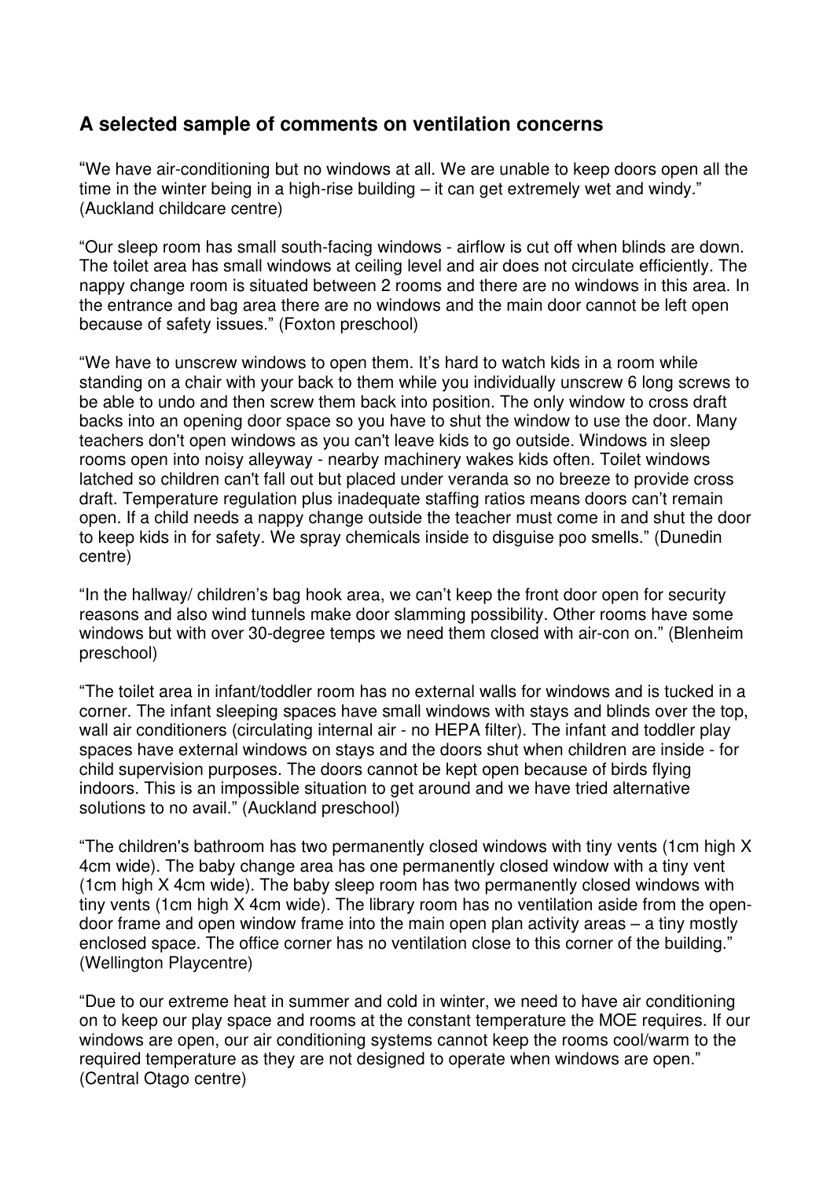## A selected sample of comments on ventilation concerns

"We have air-conditioning but no windows at all. We are unable to keep doors open all the time in the winter being in a high-rise building – it can get extremely wet and windy." (Auckland childcare centre)

"Our sleep room has small south-facing windows - airflow is cut off when blinds are down. The toilet area has small windows at ceiling level and air does not circulate efficiently. The nappy change room is situated between 2 rooms and there are no windows in this area. In the entrance and bag area there are no windows and the main door cannot be left open because of safety issues." (Foxton preschool)

"We have to unscrew windows to open them. It's hard to watch kids in a room while standing on a chair with your back to them while you individually unscrew 6 long screws to be able to undo and then screw them back into position. The only window to cross draft backs into an opening door space so you have to shut the window to use the door. Many teachers don't open windows as you can't leave kids to go outside. Windows in sleep rooms open into noisy alleyway - nearby machinery wakes kids often. Toilet windows latched so children can't fall out but placed under veranda so no breeze to provide cross draft. Temperature regulation plus inadequate staffing ratios means doors can't remain open. If a child needs a nappy change outside the teacher must come in and shut the door to keep kids in for safety. We spray chemicals inside to disguise poo smells." (Dunedin centre)

"In the hallway/ children's bag hook area, we can't keep the front door open for security reasons and also wind tunnels make door slamming possibility. Other rooms have some windows but with over 30-degree temps we need them closed with air-con on." (Blenheim preschool)

"The toilet area in infant/toddler room has no external walls for windows and is tucked in a corner. The infant sleeping spaces have small windows with stays and blinds over the top, wall air conditioners (circulating internal air - no HEPA filter). The infant and toddler play spaces have external windows on stays and the doors shut when children are inside - for child supervision purposes. The doors cannot be kept open because of birds flying indoors. This is an impossible situation to get around and we have tried alternative solutions to no avail." (Auckland preschool)

"The children's bathroom has two permanently closed windows with tiny vents (1cm high X 4cm wide). The baby change area has one permanently closed window with a tiny vent (1cm high X 4cm wide). The baby sleep room has two permanently closed windows with tiny vents (1cm high X 4cm wide). The library room has no ventilation aside from the open-door frame and open window frame into the main open plan activity areas – a tiny mostly enclosed space. The office corner has no ventilation close to this corner of the building." (Wellington Playcentre)

"Due to our extreme heat in summer and cold in winter, we need to have air conditioning on to keep our play space and rooms at the constant temperature the MOE requires. If our windows are open, our air conditioning systems cannot keep the rooms cool/warm to the required temperature as they are not designed to operate when windows are open." (Central Otago centre)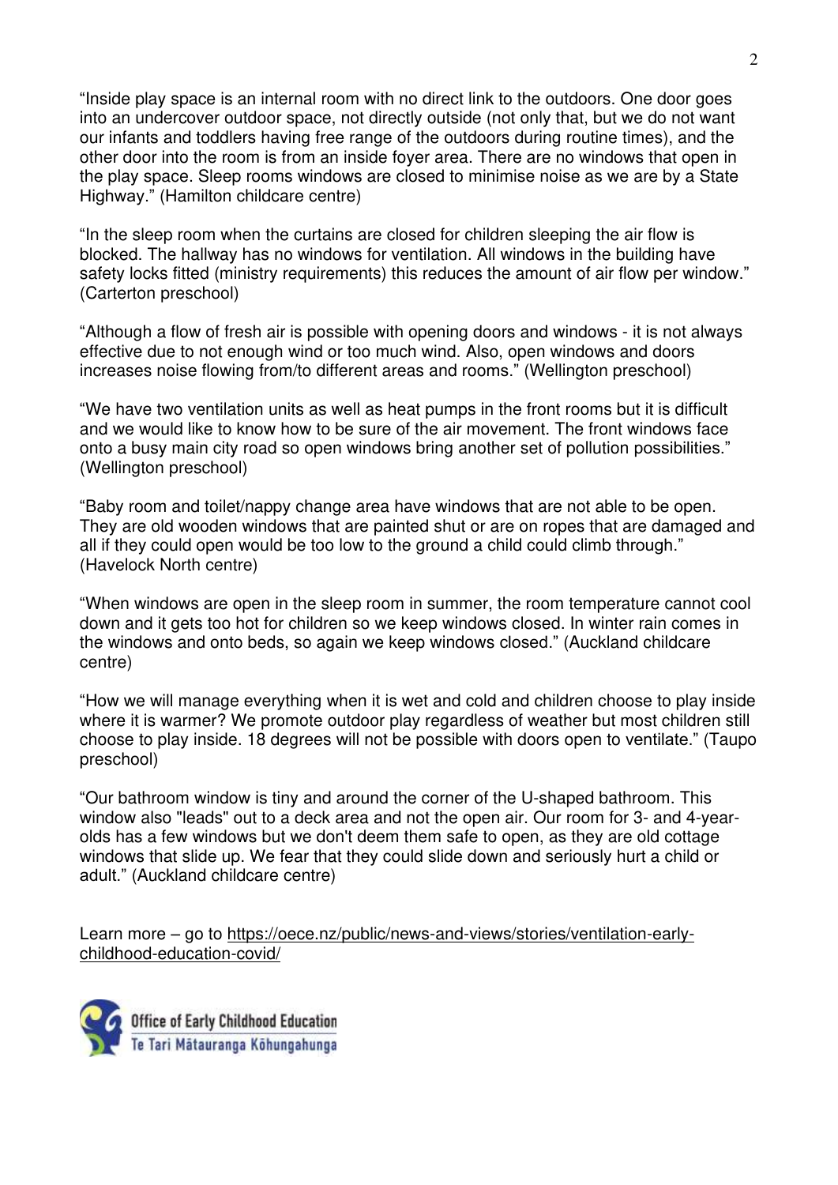"Inside play space is an internal room with no direct link to the outdoors. One door goes into an undercover outdoor space, not directly outside (not only that, but we do not want our infants and toddlers having free range of the outdoors during routine times), and the other door into the room is from an inside foyer area. There are no windows that open in the play space. Sleep rooms windows are closed to minimise noise as we are by a State Highway." (Hamilton childcare centre)

"In the sleep room when the curtains are closed for children sleeping the air flow is blocked. The hallway has no windows for ventilation. All windows in the building have safety locks fitted (ministry requirements) this reduces the amount of air flow per window." (Carterton preschool)

"Although a flow of fresh air is possible with opening doors and windows - it is not always effective due to not enough wind or too much wind. Also, open windows and doors increases noise flowing from/to different areas and rooms." (Wellington preschool)

"We have two ventilation units as well as heat pumps in the front rooms but it is difficult and we would like to know how to be sure of the air movement. The front windows face onto a busy main city road so open windows bring another set of pollution possibilities." (Wellington preschool)

"Baby room and toilet/nappy change area have windows that are not able to be open. They are old wooden windows that are painted shut or are on ropes that are damaged and all if they could open would be too low to the ground a child could climb through." (Havelock North centre)

"When windows are open in the sleep room in summer, the room temperature cannot cool down and it gets too hot for children so we keep windows closed. In winter rain comes in the windows and onto beds, so again we keep windows closed." (Auckland childcare centre)

"How we will manage everything when it is wet and cold and children choose to play inside where it is warmer? We promote outdoor play regardless of weather but most children still choose to play inside. 18 degrees will not be possible with doors open to ventilate." (Taupo preschool)

"Our bathroom window is tiny and around the corner of the U-shaped bathroom. This window also "leads" out to a deck area and not the open air. Our room for 3- and 4-year-olds has a few windows but we don't deem them safe to open, as they are old cottage windows that slide up. We fear that they could slide down and seriously hurt a child or adult." (Auckland childcare centre)

Learn more – go to https://oece.nz/public/news-and-views/stories/ventilation-early-childhood-education-covid/

Office of Early Childhood Education
Te Tari Mātauranga Kōhungahunga